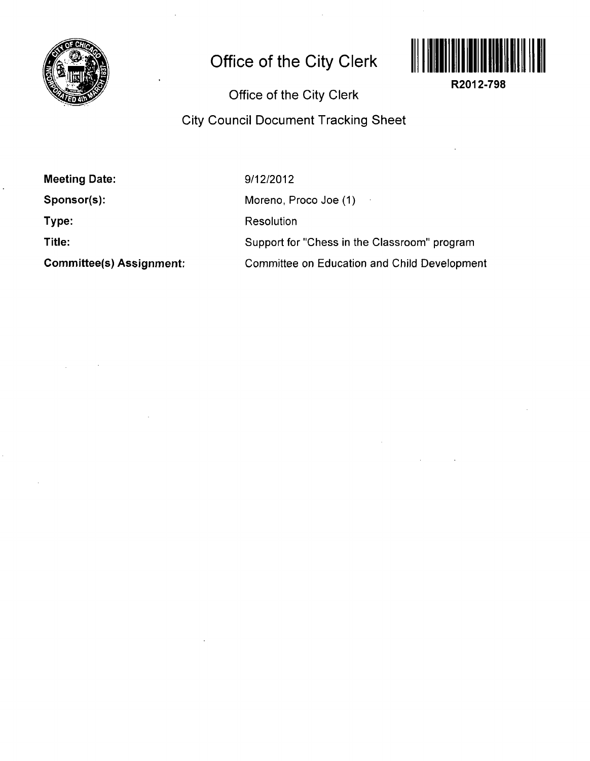# Office of the City Clerk

R2012-798

Office of the City Clerk

City Council Document Tracking Sheet

| | |
|---|---|
| **Meeting Date:** | 9/12/2012 |
| **Sponsor(s):** | Moreno, Proco Joe (1) |
| **Type:** | Resolution |
| **Title:** | Support for "Chess in the Classroom" program |
| **Committee(s) Assignment:** | Committee on Education and Child Development |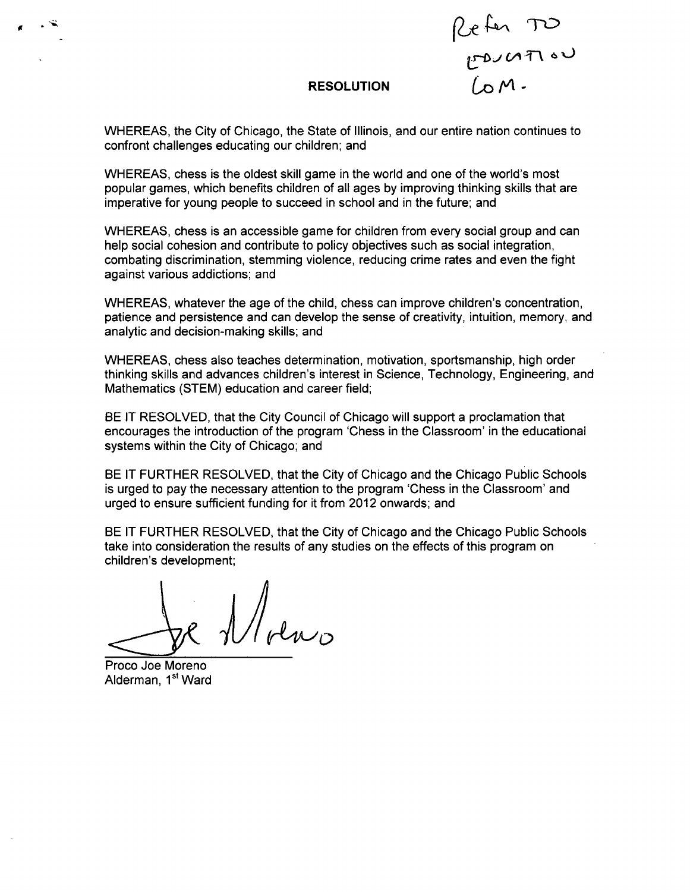Refer TO EDUCATION COM.

# RESOLUTION

WHEREAS, the City of Chicago, the State of Illinois, and our entire nation continues to confront challenges educating our children; and

WHEREAS, chess is the oldest skill game in the world and one of the world's most popular games, which benefits children of all ages by improving thinking skills that are imperative for young people to succeed in school and in the future; and

WHEREAS, chess is an accessible game for children from every social group and can help social cohesion and contribute to policy objectives such as social integration, combating discrimination, stemming violence, reducing crime rates and even the fight against various addictions; and

WHEREAS, whatever the age of the child, chess can improve children's concentration, patience and persistence and can develop the sense of creativity, intuition, memory, and analytic and decision-making skills; and

WHEREAS, chess also teaches determination, motivation, sportsmanship, high order thinking skills and advances children's interest in Science, Technology, Engineering, and Mathematics (STEM) education and career field;

BE IT RESOLVED, that the City Council of Chicago will support a proclamation that encourages the introduction of the program 'Chess in the Classroom' in the educational systems within the City of Chicago; and

BE IT FURTHER RESOLVED, that the City of Chicago and the Chicago Public Schools is urged to pay the necessary attention to the program 'Chess in the Classroom' and urged to ensure sufficient funding for it from 2012 onwards; and

BE IT FURTHER RESOLVED, that the City of Chicago and the Chicago Public Schools take into consideration the results of any studies on the effects of this program on children's development;

Joe Moreno

Proco Joe Moreno
Alderman, 1st Ward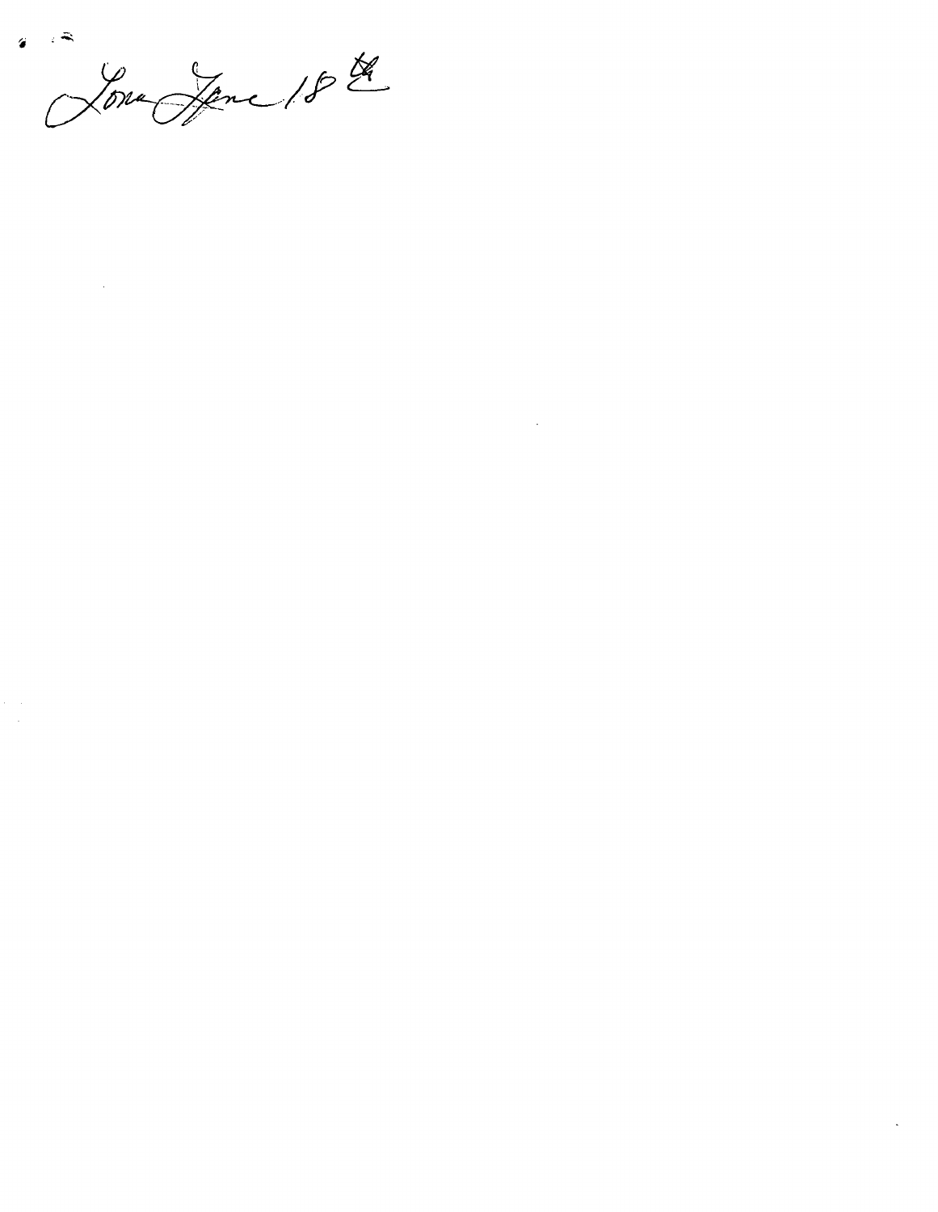Lona Jane 18 th